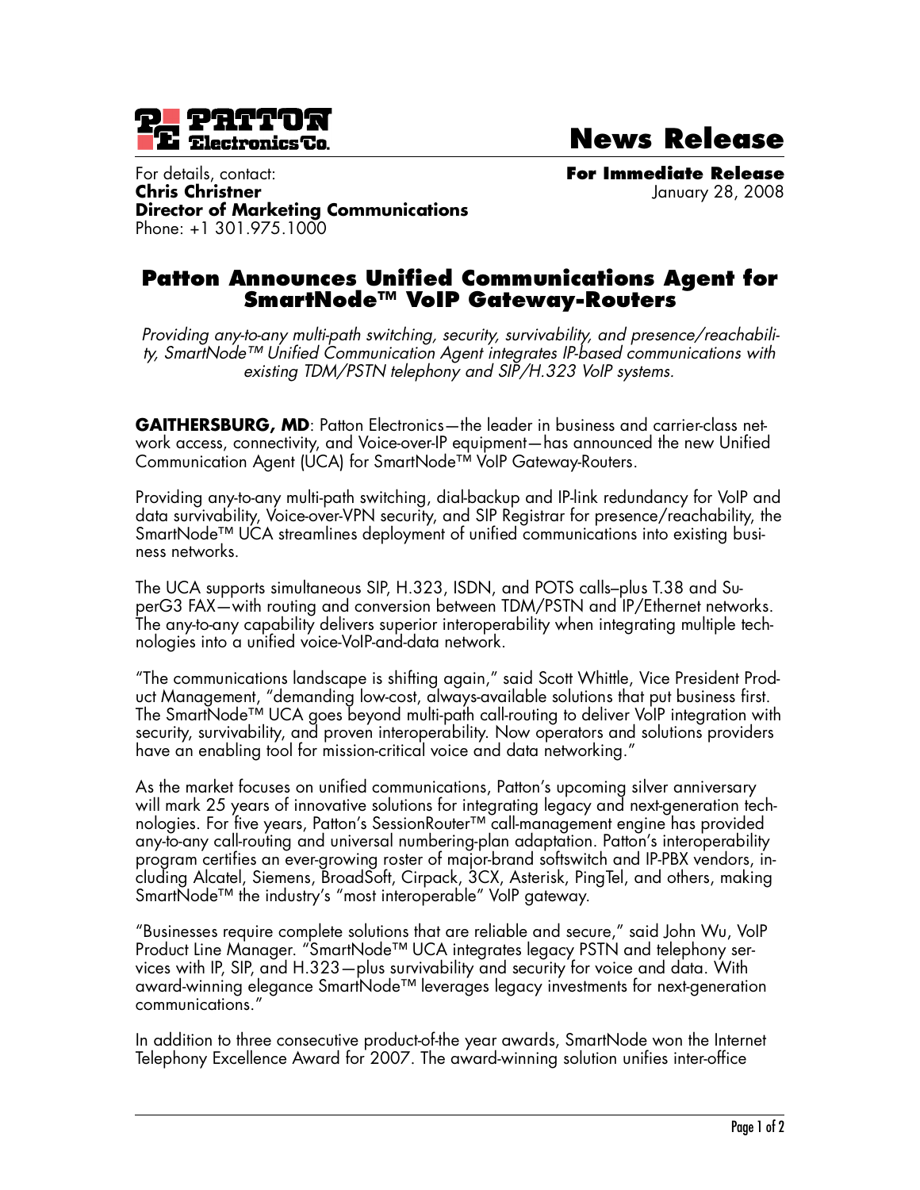PATTON Electronics Co.

# News Release

For details, contact:
**Chris Christner**
**Director of Marketing Communications**
Phone: +1 301.975.1000

**For Immediate Release**
January 28, 2008

## Patton Announces Unified Communications Agent for SmartNode™ VoIP Gateway-Routers

*Providing any-to-any multi-path switching, security, survivability, and presence/reachability, SmartNode™ Unified Communication Agent integrates IP-based communications with existing TDM/PSTN telephony and SIP/H.323 VoIP systems.*

**GAITHERSBURG, MD**: Patton Electronics—the leader in business and carrier-class network access, connectivity, and Voice-over-IP equipment—has announced the new Unified Communication Agent (UCA) for SmartNode™ VoIP Gateway-Routers.

Providing any-to-any multi-path switching, dial-backup and IP-link redundancy for VoIP and data survivability, Voice-over-VPN security, and SIP Registrar for presence/reachability, the SmartNode™ UCA streamlines deployment of unified communications into existing business networks.

The UCA supports simultaneous SIP, H.323, ISDN, and POTS calls–plus T.38 and SuperG3 FAX—with routing and conversion between TDM/PSTN and IP/Ethernet networks. The any-to-any capability delivers superior interoperability when integrating multiple technologies into a unified voice-VoIP-and-data network.

"The communications landscape is shifting again," said Scott Whittle, Vice President Product Management, "demanding low-cost, always-available solutions that put business first. The SmartNode™ UCA goes beyond multi-path call-routing to deliver VoIP integration with security, survivability, and proven interoperability. Now operators and solutions providers have an enabling tool for mission-critical voice and data networking."

As the market focuses on unified communications, Patton's upcoming silver anniversary will mark 25 years of innovative solutions for integrating legacy and next-generation technologies. For five years, Patton's SessionRouter™ call-management engine has provided any-to-any call-routing and universal numbering-plan adaptation. Patton's interoperability program certifies an ever-growing roster of major-brand softswitch and IP-PBX vendors, including Alcatel, Siemens, BroadSoft, Cirpack, 3CX, Asterisk, PingTel, and others, making SmartNode™ the industry's "most interoperable" VoIP gateway.

"Businesses require complete solutions that are reliable and secure," said John Wu, VoIP Product Line Manager. "SmartNode™ UCA integrates legacy PSTN and telephony services with IP, SIP, and H.323—plus survivability and security for voice and data. With award-winning elegance SmartNode™ leverages legacy investments for next-generation communications."

In addition to three consecutive product-of-the year awards, SmartNode won the Internet Telephony Excellence Award for 2007. The award-winning solution unifies inter-office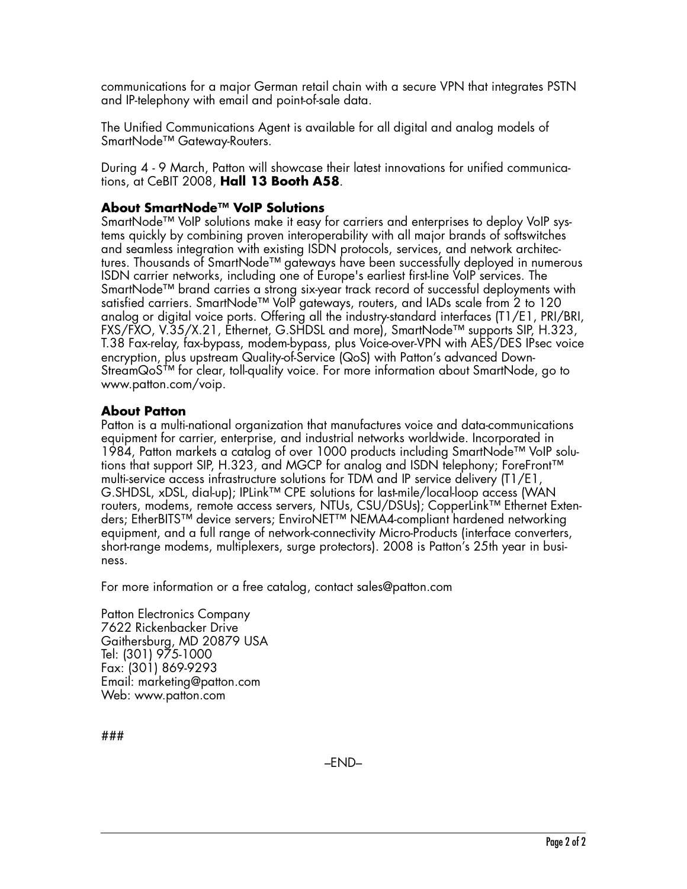communications for a major German retail chain with a secure VPN that integrates PSTN and IP-telephony with email and point-of-sale data.

The Unified Communications Agent is available for all digital and analog models of SmartNode™ Gateway-Routers.

During 4 - 9 March, Patton will showcase their latest innovations for unified communications, at CeBIT 2008, **Hall 13 Booth A58**.

**About SmartNode™ VoIP Solutions**
SmartNode™ VoIP solutions make it easy for carriers and enterprises to deploy VoIP systems quickly by combining proven interoperability with all major brands of softswitches and seamless integration with existing ISDN protocols, services, and network architectures. Thousands of SmartNode™ gateways have been successfully deployed in numerous ISDN carrier networks, including one of Europe's earliest first-line VoIP services. The SmartNode™ brand carries a strong six-year track record of successful deployments with satisfied carriers. SmartNode™ VoIP gateways, routers, and IADs scale from 2 to 120 analog or digital voice ports. Offering all the industry-standard interfaces (T1/E1, PRI/BRI, FXS/FXO, V.35/X.21, Ethernet, G.SHDSL and more), SmartNode™ supports SIP, H.323, T.38 Fax-relay, fax-bypass, modem-bypass, plus Voice-over-VPN with AES/DES IPsec voice encryption, plus upstream Quality-of-Service (QoS) with Patton's advanced DownStreamQoS™ for clear, toll-quality voice. For more information about SmartNode, go to www.patton.com/voip.

**About Patton**
Patton is a multi-national organization that manufactures voice and data-communications equipment for carrier, enterprise, and industrial networks worldwide. Incorporated in 1984, Patton markets a catalog of over 1000 products including SmartNode™ VoIP solutions that support SIP, H.323, and MGCP for analog and ISDN telephony; ForeFront™ multi-service access infrastructure solutions for TDM and IP service delivery (T1/E1, G.SHDSL, xDSL, dial-up); IPLink™ CPE solutions for last-mile/local-loop access (WAN routers, modems, remote access servers, NTUs, CSU/DSUs); CopperLink™ Ethernet Extenders; EtherBITS™ device servers; EnviroNET™ NEMA4-compliant hardened networking equipment, and a full range of network-connectivity Micro-Products (interface converters, short-range modems, multiplexers, surge protectors). 2008 is Patton's 25th year in business.

For more information or a free catalog, contact sales@patton.com

Patton Electronics Company
7622 Rickenbacker Drive
Gaithersburg, MD 20879 USA
Tel: (301) 975-1000
Fax: (301) 869-9293
Email: marketing@patton.com
Web: www.patton.com

###

–END–